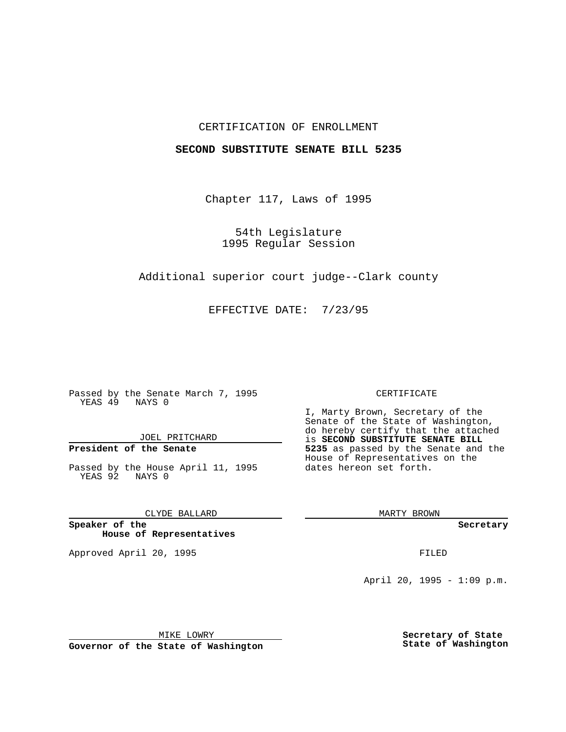CERTIFICATION OF ENROLLMENT

**SECOND SUBSTITUTE SENATE BILL 5235**

Chapter 117, Laws of 1995

54th Legislature
1995 Regular Session

Additional superior court judge--Clark county

EFFECTIVE DATE: 7/23/95

Passed by the Senate March 7, 1995
YEAS 49 NAYS 0

JOEL PRITCHARD

**President of the Senate**

Passed by the House April 11, 1995
YEAS 92 NAYS 0

CLYDE BALLARD

**Speaker of the House of Representatives**

Approved April 20, 1995

MIKE LOWRY

**Governor of the State of Washington**

CERTIFICATE

I, Marty Brown, Secretary of the Senate of the State of Washington, do hereby certify that the attached is **SECOND SUBSTITUTE SENATE BILL 5235** as passed by the Senate and the House of Representatives on the dates hereon set forth.

MARTY BROWN

**Secretary**

FILED

April 20, 1995 - 1:09 p.m.

**Secretary of State**
**State of Washington**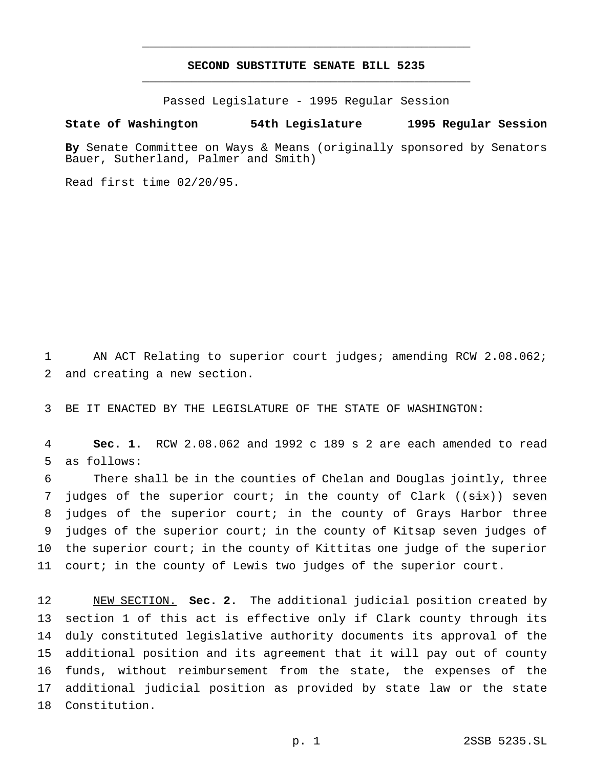# SECOND SUBSTITUTE SENATE BILL 5235

Passed Legislature - 1995 Regular Session

**State of Washington 54th Legislature 1995 Regular Session**

**By** Senate Committee on Ways & Means (originally sponsored by Senators Bauer, Sutherland, Palmer and Smith)

Read first time 02/20/95.

AN ACT Relating to superior court judges; amending RCW 2.08.062; and creating a new section.

BE IT ENACTED BY THE LEGISLATURE OF THE STATE OF WASHINGTON:

**Sec. 1.** RCW 2.08.062 and 1992 c 189 s 2 are each amended to read as follows:

There shall be in the counties of Chelan and Douglas jointly, three judges of the superior court; in the county of Clark ((~~six~~)) <u>seven</u> judges of the superior court; in the county of Grays Harbor three judges of the superior court; in the county of Kitsap seven judges of the superior court; in the county of Kittitas one judge of the superior court; in the county of Lewis two judges of the superior court.

<u>NEW SECTION.</u> **Sec. 2.** The additional judicial position created by section 1 of this act is effective only if Clark county through its duly constituted legislative authority documents its approval of the additional position and its agreement that it will pay out of county funds, without reimbursement from the state, the expenses of the additional judicial position as provided by state law or the state Constitution.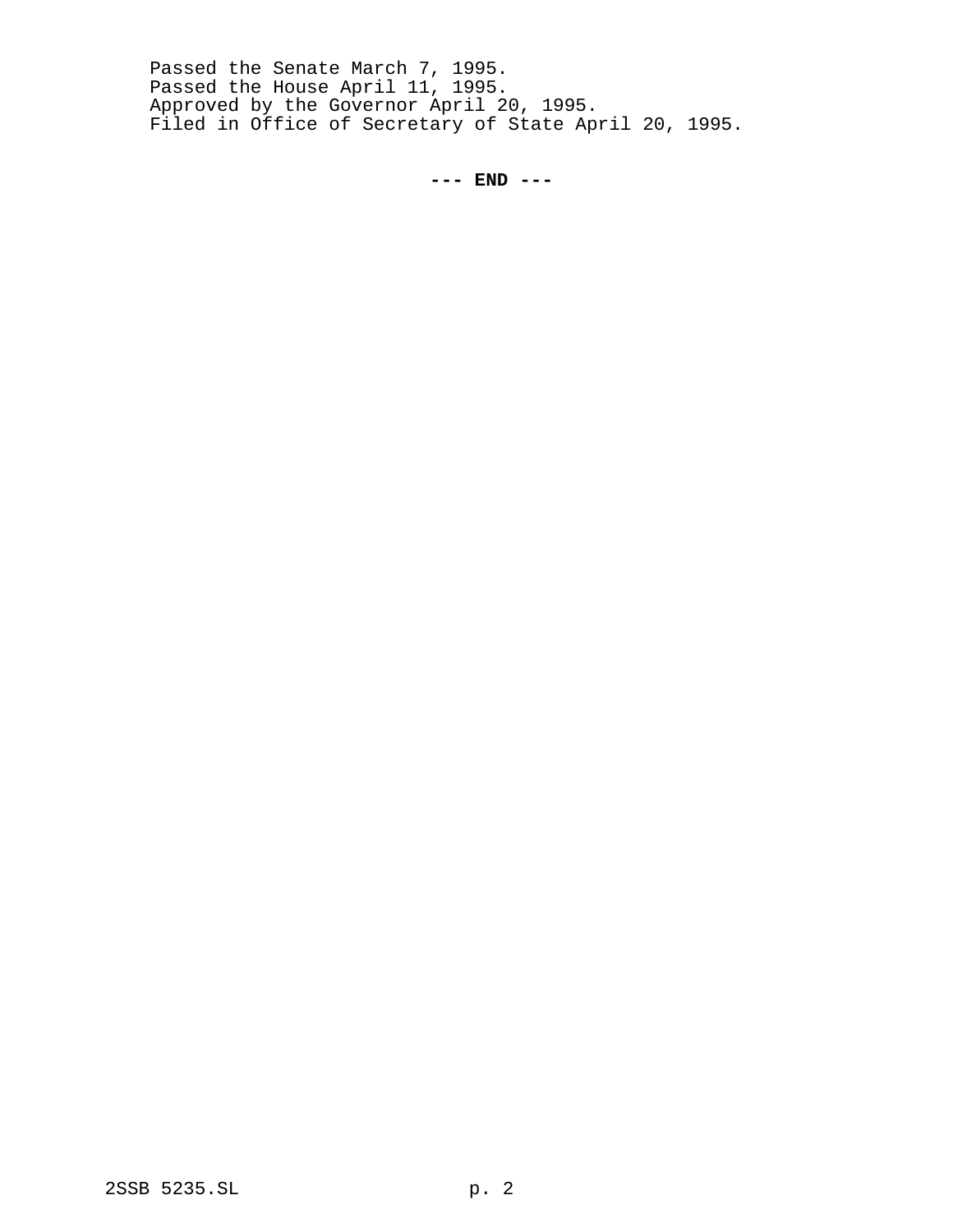Passed the Senate March 7, 1995.
Passed the House April 11, 1995.
Approved by the Governor April 20, 1995.
Filed in Office of Secretary of State April 20, 1995.

**--- END ---**